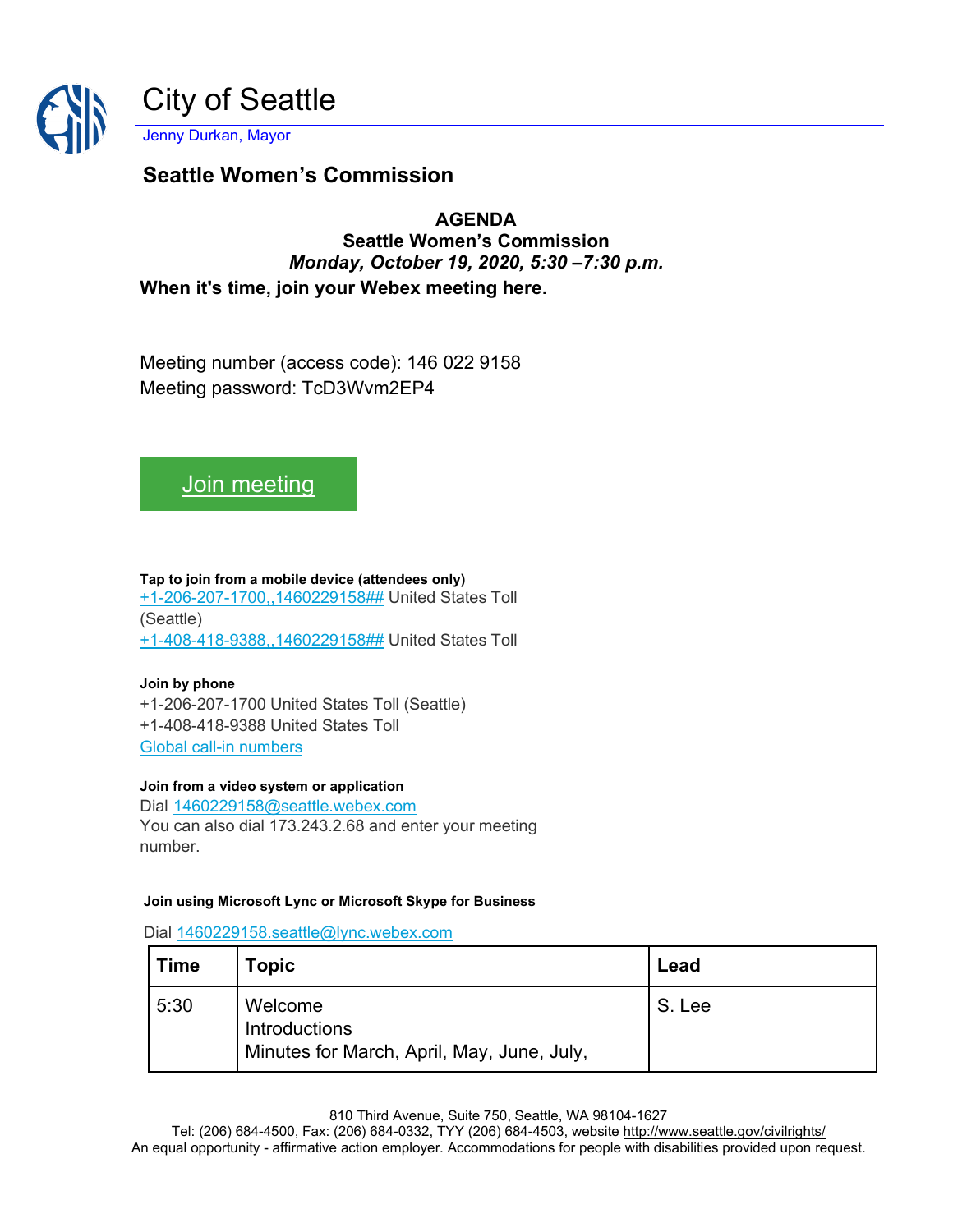# City of Seattle

Jenny Durkan, Mayor

## Seattle Women's Commission

**AGENDA**
**Seattle Women's Commission**
***Monday, October 19, 2020, 5:30 –7:30 p.m.***

**When it's time, join your Webex meeting here.**

Meeting number (access code): 146 022 9158
Meeting password: TcD3Wvm2EP4

Join meeting

**Tap to join from a mobile device (attendees only)**
+1-206-207-1700,,1460229158## United States Toll (Seattle)
+1-408-418-9388,,1460229158## United States Toll

**Join by phone**
+1-206-207-1700 United States Toll (Seattle)
+1-408-418-9388 United States Toll
Global call-in numbers

**Join from a video system or application**
Dial 1460229158@seattle.webex.com
You can also dial 173.243.2.68 and enter your meeting number.

**Join using Microsoft Lync or Microsoft Skype for Business**

Dial 1460229158.seattle@lync.webex.com

| Time | Topic | Lead |
| --- | --- | --- |
| 5:30 | Welcome<br>Introductions<br>Minutes for March, April, May, June, July, | S. Lee |

810 Third Avenue, Suite 750, Seattle, WA 98104-1627
Tel: (206) 684-4500, Fax: (206) 684-0332, TYY (206) 684-4503, website http://www.seattle.gov/civilrights/
An equal opportunity - affirmative action employer. Accommodations for people with disabilities provided upon request.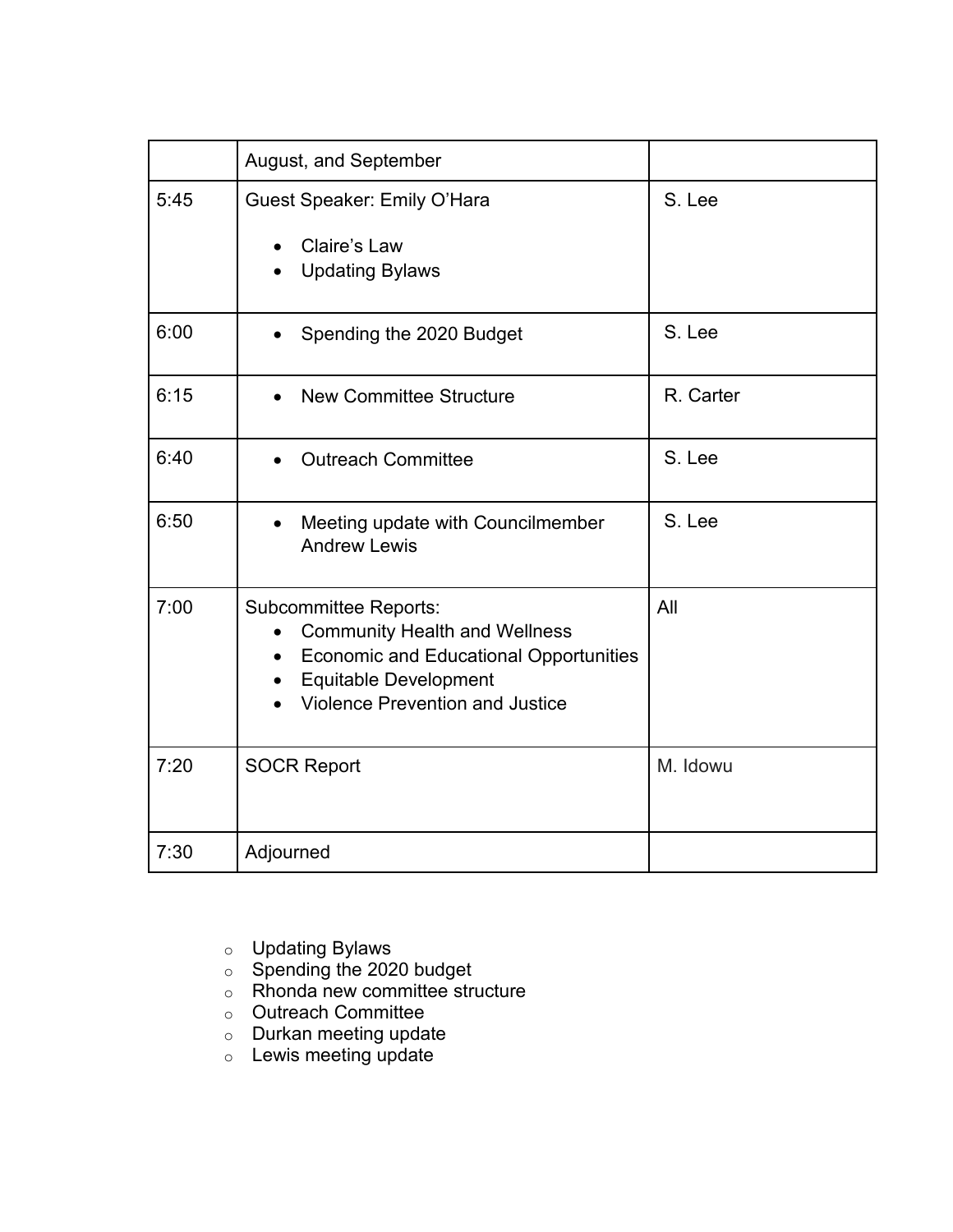| | | |
|---|---|---|
| | August, and September | |
| 5:45 | Guest Speaker: Emily O'Hara<br>• Claire's Law<br>• Updating Bylaws | S. Lee |
| 6:00 | • Spending the 2020 Budget | S. Lee |
| 6:15 | • New Committee Structure | R. Carter |
| 6:40 | • Outreach Committee | S. Lee |
| 6:50 | • Meeting update with Councilmember Andrew Lewis | S. Lee |
| 7:00 | Subcommittee Reports:<br>• Community Health and Wellness<br>• Economic and Educational Opportunities<br>• Equitable Development<br>• Violence Prevention and Justice | All |
| 7:20 | SOCR Report | M. Idowu |
| 7:30 | Adjourned | |

- Updating Bylaws
- Spending the 2020 budget
- Rhonda new committee structure
- Outreach Committee
- Durkan meeting update
- Lewis meeting update